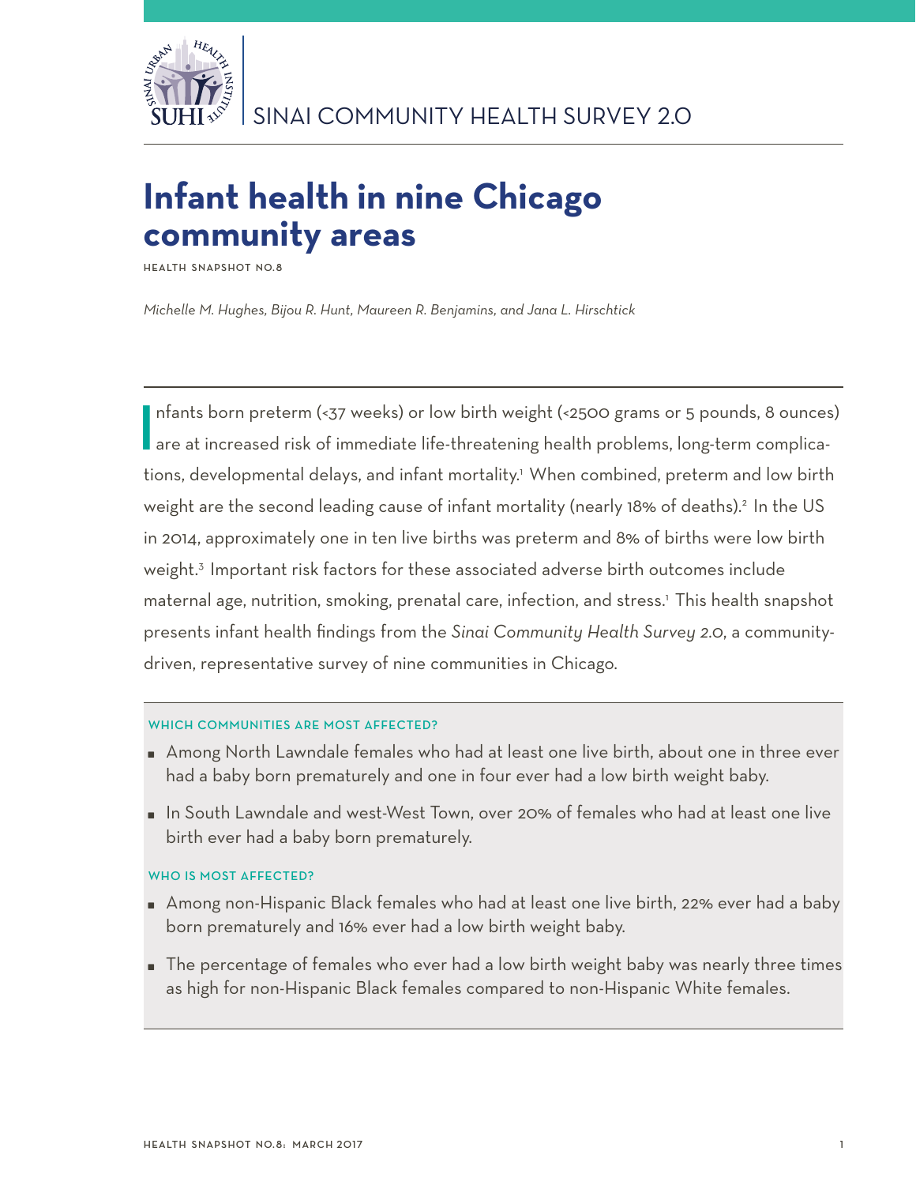SINAI COMMUNITY HEALTH SURVEY 2.0

# Infant health in nine Chicago community areas

HEALTH SNAPSHOT NO.8

*Michelle M. Hughes, Bijou R. Hunt, Maureen R. Benjamins, and Jana L. Hirschtick*

Infants born preterm (<37 weeks) or low birth weight (<2500 grams or 5 pounds, 8 ounces) are at increased risk of immediate life-threatening health problems, long-term complications, developmental delays, and infant mortality.[1] When combined, preterm and low birth weight are the second leading cause of infant mortality (nearly 18% of deaths).[2] In the US in 2014, approximately one in ten live births was preterm and 8% of births were low birth weight.[3] Important risk factors for these associated adverse birth outcomes include maternal age, nutrition, smoking, prenatal care, infection, and stress.[1] This health snapshot presents infant health findings from the *Sinai Community Health Survey 2.0*, a community-driven, representative survey of nine communities in Chicago.

#### WHICH COMMUNITIES ARE MOST AFFECTED?

- Among North Lawndale females who had at least one live birth, about one in three ever had a baby born prematurely and one in four ever had a low birth weight baby.
- In South Lawndale and west-West Town, over 20% of females who had at least one live birth ever had a baby born prematurely.

#### WHO IS MOST AFFECTED?

- Among non-Hispanic Black females who had at least one live birth, 22% ever had a baby born prematurely and 16% ever had a low birth weight baby.
- The percentage of females who ever had a low birth weight baby was nearly three times as high for non-Hispanic Black females compared to non-Hispanic White females.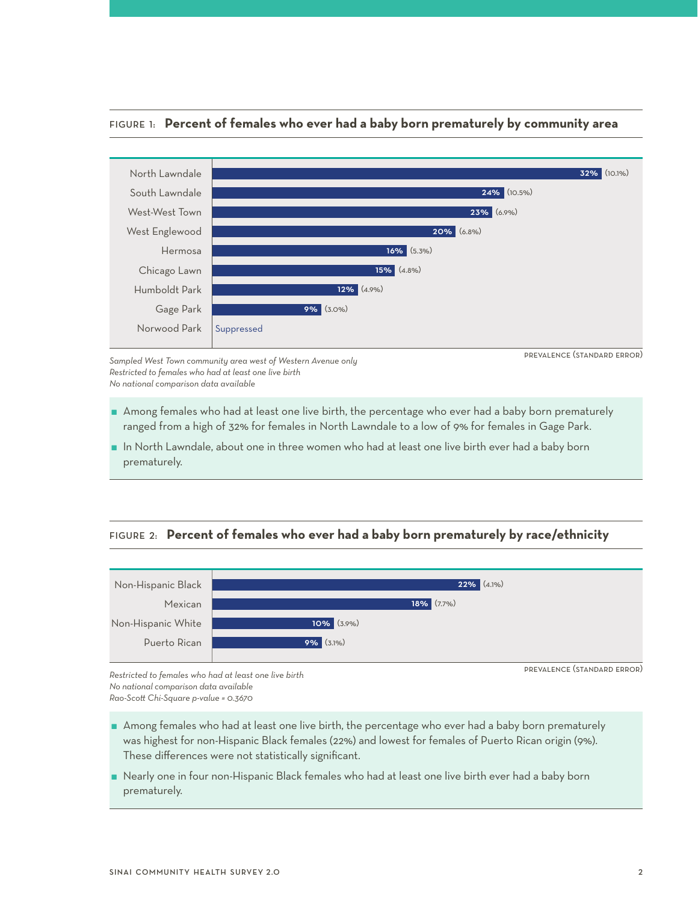FIGURE 1: **Percent of females who ever had a baby born prematurely by community area**

| Community area | Prevalence (Standard Error) |
| --- | --- |
| North Lawndale | 32% (10.1%) |
| South Lawndale | 24% (10.5%) |
| West-West Town | 23% (6.9%) |
| West Englewood | 20% (6.8%) |
| Hermosa | 16% (5.3%) |
| Chicago Lawn | 15% (4.8%) |
| Humboldt Park | 12% (4.9%) |
| Gage Park | 9% (3.0%) |
| Norwood Park | Suppressed |

PREVALENCE (STANDARD ERROR)

*Sampled West Town community area west of Western Avenue only*
*Restricted to females who had at least one live birth*
*No national comparison data available*

- Among females who had at least one live birth, the percentage who ever had a baby born prematurely ranged from a high of 32% for females in North Lawndale to a low of 9% for females in Gage Park.
- In North Lawndale, about one in three women who had at least one live birth ever had a baby born prematurely.

FIGURE 2: **Percent of females who ever had a baby born prematurely by race/ethnicity**

| Race/ethnicity | Prevalence (Standard Error) |
| --- | --- |
| Non-Hispanic Black | 22% (4.1%) |
| Mexican | 18% (7.7%) |
| Non-Hispanic White | 10% (3.9%) |
| Puerto Rican | 9% (3.1%) |

PREVALENCE (STANDARD ERROR)

*Restricted to females who had at least one live birth*
*No national comparison data available*
*Rao-Scott Chi-Square p-value = 0.3670*

- Among females who had at least one live birth, the percentage who ever had a baby born prematurely was highest for non-Hispanic Black females (22%) and lowest for females of Puerto Rican origin (9%). These differences were not statistically significant.
- Nearly one in four non-Hispanic Black females who had at least one live birth ever had a baby born prematurely.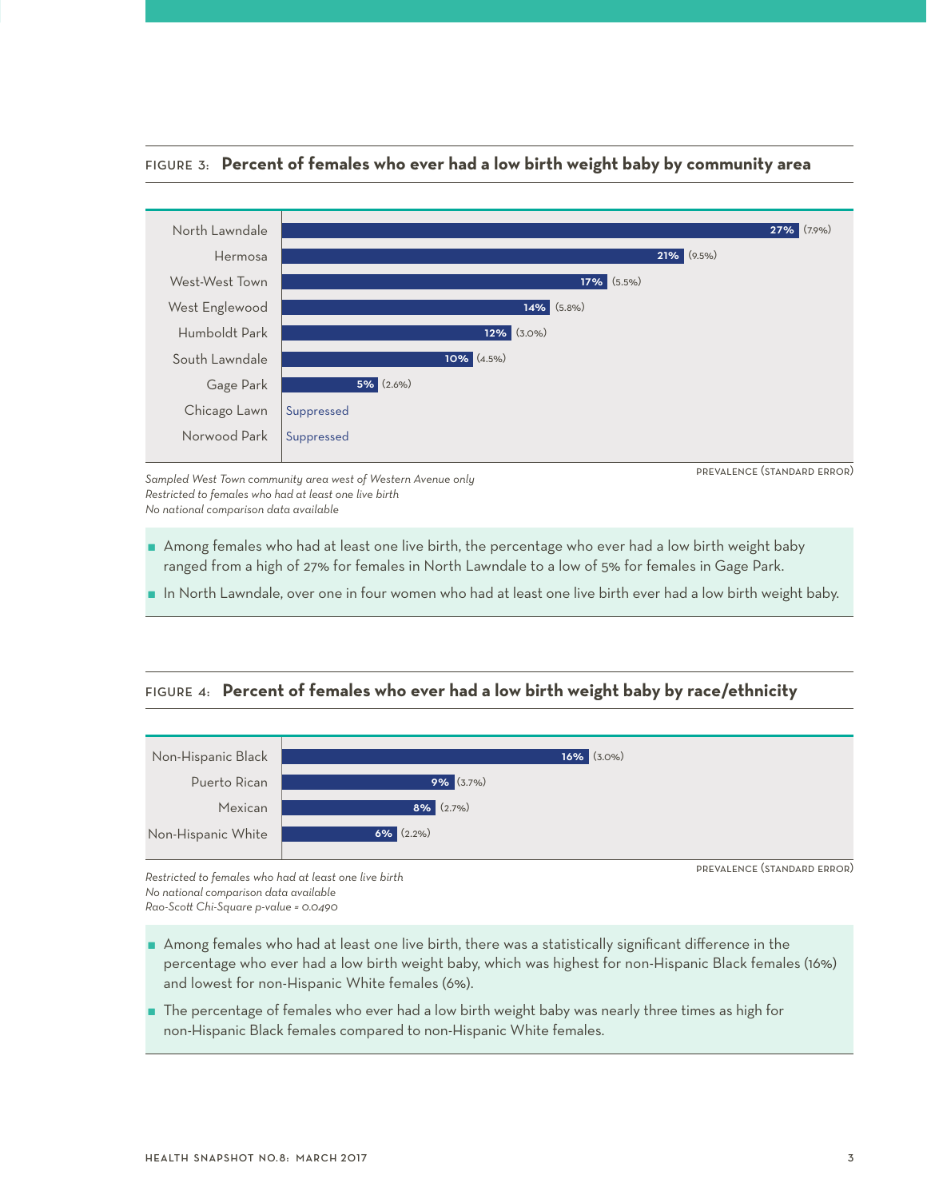### FIGURE 3: **Percent of females who ever had a low birth weight baby by community area**

| Community area | Prevalence (Standard Error) |
|---|---|
| North Lawndale | 27% (7.9%) |
| Hermosa | 21% (9.5%) |
| West-West Town | 17% (5.5%) |
| West Englewood | 14% (5.8%) |
| Humboldt Park | 12% (3.0%) |
| South Lawndale | 10% (4.5%) |
| Gage Park | 5% (2.6%) |
| Chicago Lawn | Suppressed |
| Norwood Park | Suppressed |

PREVALENCE (STANDARD ERROR)

*Sampled West Town community area west of Western Avenue only*
*Restricted to females who had at least one live birth*
*No national comparison data available*

- Among females who had at least one live birth, the percentage who ever had a low birth weight baby ranged from a high of 27% for females in North Lawndale to a low of 5% for females in Gage Park.
- In North Lawndale, over one in four women who had at least one live birth ever had a low birth weight baby.

### FIGURE 4: **Percent of females who ever had a low birth weight baby by race/ethnicity**

| Race/ethnicity | Prevalence (Standard Error) |
|---|---|
| Non-Hispanic Black | 16% (3.0%) |
| Puerto Rican | 9% (3.7%) |
| Mexican | 8% (2.7%) |
| Non-Hispanic White | 6% (2.2%) |

PREVALENCE (STANDARD ERROR)

*Restricted to females who had at least one live birth*
*No national comparison data available*
*Rao-Scott Chi-Square p-value = 0.0490*

- Among females who had at least one live birth, there was a statistically significant difference in the percentage who ever had a low birth weight baby, which was highest for non-Hispanic Black females (16%) and lowest for non-Hispanic White females (6%).
- The percentage of females who ever had a low birth weight baby was nearly three times as high for non-Hispanic Black females compared to non-Hispanic White females.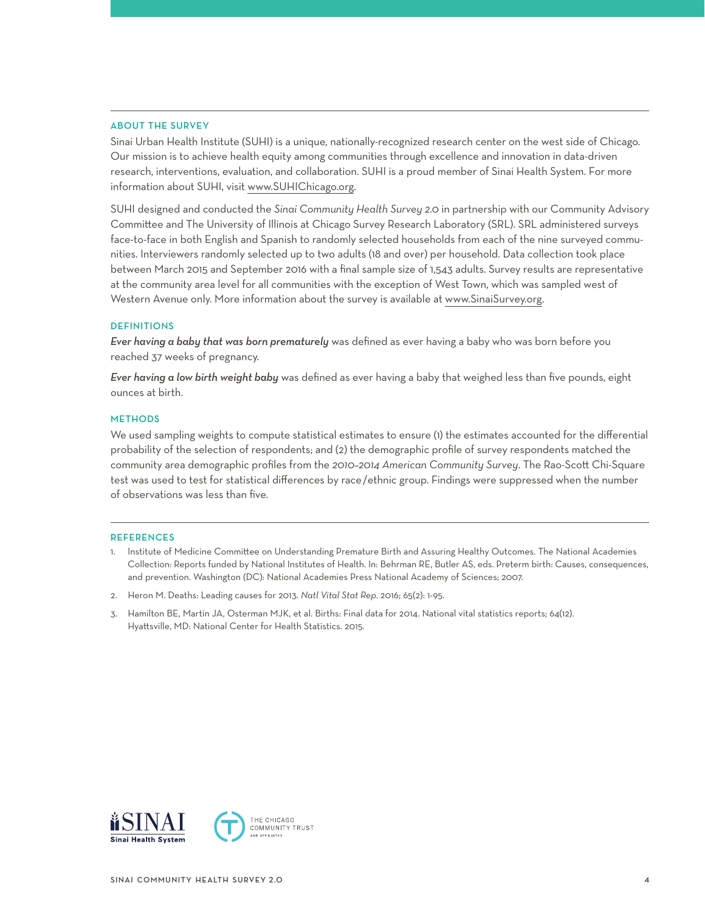## ABOUT THE SURVEY

Sinai Urban Health Institute (SUHI) is a unique, nationally-recognized research center on the west side of Chicago. Our mission is to achieve health equity among communities through excellence and innovation in data-driven research, interventions, evaluation, and collaboration. SUHI is a proud member of Sinai Health System. For more information about SUHI, visit www.SUHIChicago.org.

SUHI designed and conducted the *Sinai Community Health Survey 2.0* in partnership with our Community Advisory Committee and The University of Illinois at Chicago Survey Research Laboratory (SRL). SRL administered surveys face-to-face in both English and Spanish to randomly selected households from each of the nine surveyed communities. Interviewers randomly selected up to two adults (18 and over) per household. Data collection took place between March 2015 and September 2016 with a final sample size of 1,543 adults. Survey results are representative at the community area level for all communities with the exception of West Town, which was sampled west of Western Avenue only. More information about the survey is available at www.SinaiSurvey.org.

## DEFINITIONS

***Ever having a baby that was born prematurely*** was defined as ever having a baby who was born before you reached 37 weeks of pregnancy.

***Ever having a low birth weight baby*** was defined as ever having a baby that weighed less than five pounds, eight ounces at birth.

## METHODS

We used sampling weights to compute statistical estimates to ensure (1) the estimates accounted for the differential probability of the selection of respondents; and (2) the demographic profile of survey respondents matched the community area demographic profiles from the *2010–2014 American Community Survey*. The Rao-Scott Chi-Square test was used to test for statistical differences by race/ethnic group. Findings were suppressed when the number of observations was less than five.

## REFERENCES

1. Institute of Medicine Committee on Understanding Premature Birth and Assuring Healthy Outcomes. The National Academies Collection: Reports funded by National Institutes of Health. In: Behrman RE, Butler AS, eds. Preterm birth: Causes, consequences, and prevention. Washington (DC): National Academies Press National Academy of Sciences; 2007.
2. Heron M. Deaths: Leading causes for 2013. *Natl Vital Stat Rep*. 2016; 65(2): 1-95.
3. Hamilton BE, Martin JA, Osterman MJK, et al. Births: Final data for 2014. National vital statistics reports; 64(12). Hyattsville, MD: National Center for Health Statistics. 2015.

SINAI
Sinai Health System

THE CHICAGO COMMUNITY TRUST AND AFFILIATES